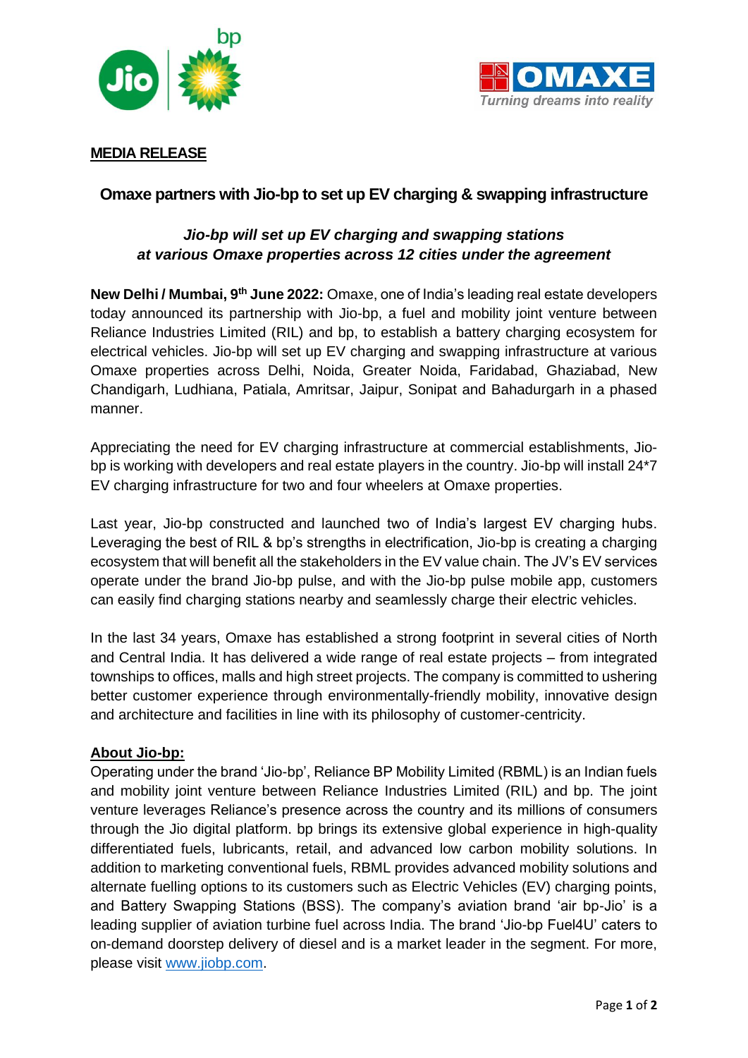**MEDIA RELEASE**

# Omaxe partners with Jio-bp to set up EV charging & swapping infrastructure

***Jio-bp will set up EV charging and swapping stations at various Omaxe properties across 12 cities under the agreement***

**New Delhi / Mumbai, 9th June 2022:** Omaxe, one of India's leading real estate developers today announced its partnership with Jio-bp, a fuel and mobility joint venture between Reliance Industries Limited (RIL) and bp, to establish a battery charging ecosystem for electrical vehicles. Jio-bp will set up EV charging and swapping infrastructure at various Omaxe properties across Delhi, Noida, Greater Noida, Faridabad, Ghaziabad, New Chandigarh, Ludhiana, Patiala, Amritsar, Jaipur, Sonipat and Bahadurgarh in a phased manner.

Appreciating the need for EV charging infrastructure at commercial establishments, Jio-bp is working with developers and real estate players in the country. Jio-bp will install 24*7 EV charging infrastructure for two and four wheelers at Omaxe properties.

Last year, Jio-bp constructed and launched two of India's largest EV charging hubs. Leveraging the best of RIL & bp's strengths in electrification, Jio-bp is creating a charging ecosystem that will benefit all the stakeholders in the EV value chain. The JV's EV services operate under the brand Jio-bp pulse, and with the Jio-bp pulse mobile app, customers can easily find charging stations nearby and seamlessly charge their electric vehicles.

In the last 34 years, Omaxe has established a strong footprint in several cities of North and Central India. It has delivered a wide range of real estate projects – from integrated townships to offices, malls and high street projects. The company is committed to ushering better customer experience through environmentally-friendly mobility, innovative design and architecture and facilities in line with its philosophy of customer-centricity.

## About Jio-bp:

Operating under the brand 'Jio-bp', Reliance BP Mobility Limited (RBML) is an Indian fuels and mobility joint venture between Reliance Industries Limited (RIL) and bp. The joint venture leverages Reliance's presence across the country and its millions of consumers through the Jio digital platform. bp brings its extensive global experience in high-quality differentiated fuels, lubricants, retail, and advanced low carbon mobility solutions. In addition to marketing conventional fuels, RBML provides advanced mobility solutions and alternate fuelling options to its customers such as Electric Vehicles (EV) charging points, and Battery Swapping Stations (BSS). The company's aviation brand 'air bp-Jio' is a leading supplier of aviation turbine fuel across India. The brand 'Jio-bp Fuel4U' caters to on-demand doorstep delivery of diesel and is a market leader in the segment. For more, please visit www.jiobp.com.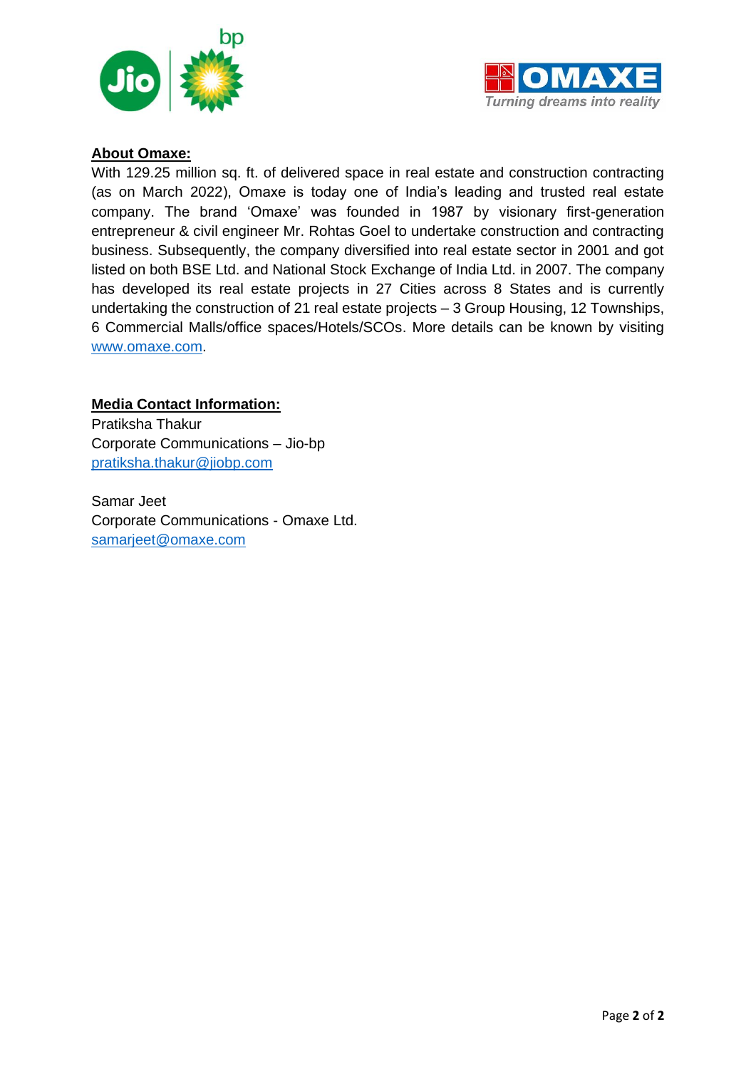**About Omaxe:**

With 129.25 million sq. ft. of delivered space in real estate and construction contracting (as on March 2022), Omaxe is today one of India's leading and trusted real estate company. The brand 'Omaxe' was founded in 1987 by visionary first-generation entrepreneur & civil engineer Mr. Rohtas Goel to undertake construction and contracting business. Subsequently, the company diversified into real estate sector in 2001 and got listed on both BSE Ltd. and National Stock Exchange of India Ltd. in 2007. The company has developed its real estate projects in 27 Cities across 8 States and is currently undertaking the construction of 21 real estate projects – 3 Group Housing, 12 Townships, 6 Commercial Malls/office spaces/Hotels/SCOs. More details can be known by visiting www.omaxe.com.

**Media Contact Information:**

Pratiksha Thakur
Corporate Communications – Jio-bp
pratiksha.thakur@jiobp.com

Samar Jeet
Corporate Communications - Omaxe Ltd.
samarjeet@omaxe.com